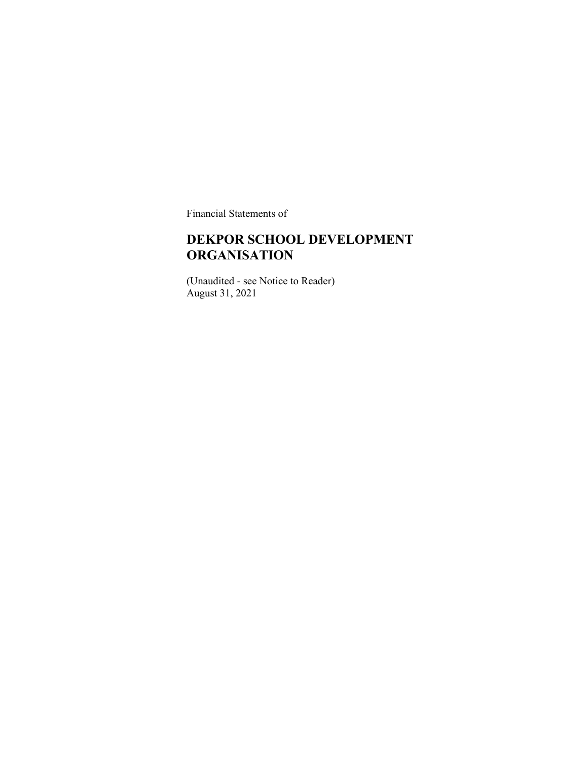Financial Statements of

# DEKPOR SCHOOL DEVELOPMENT ORGANISATION

(Unaudited - see Notice to Reader)
August 31, 2021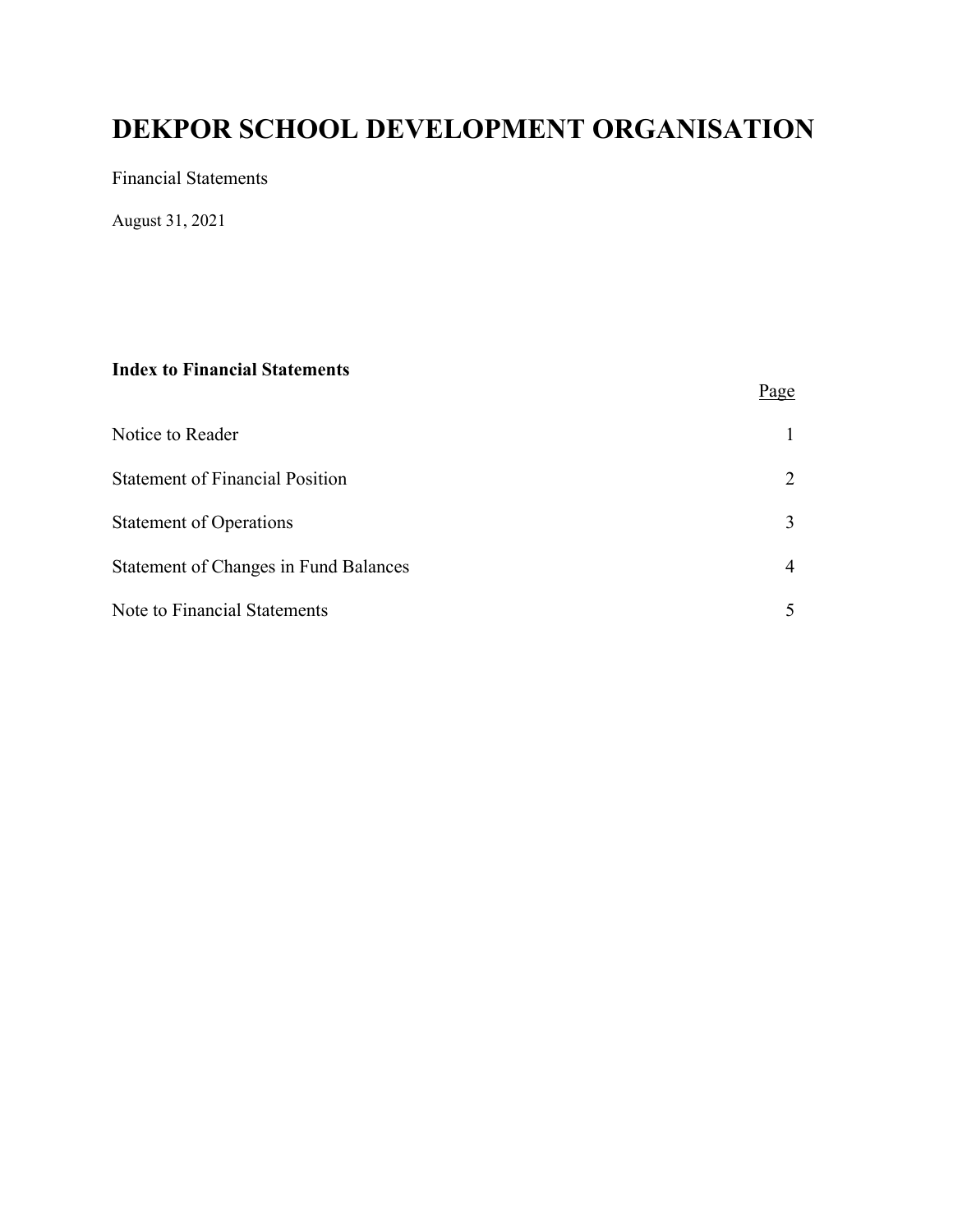# DEKPOR SCHOOL DEVELOPMENT ORGANISATION

Financial Statements

August 31, 2021

**Index to Financial Statements**

| | Page |
|---|---|
| Notice to Reader | 1 |
| Statement of Financial Position | 2 |
| Statement of Operations | 3 |
| Statement of Changes in Fund Balances | 4 |
| Note to Financial Statements | 5 |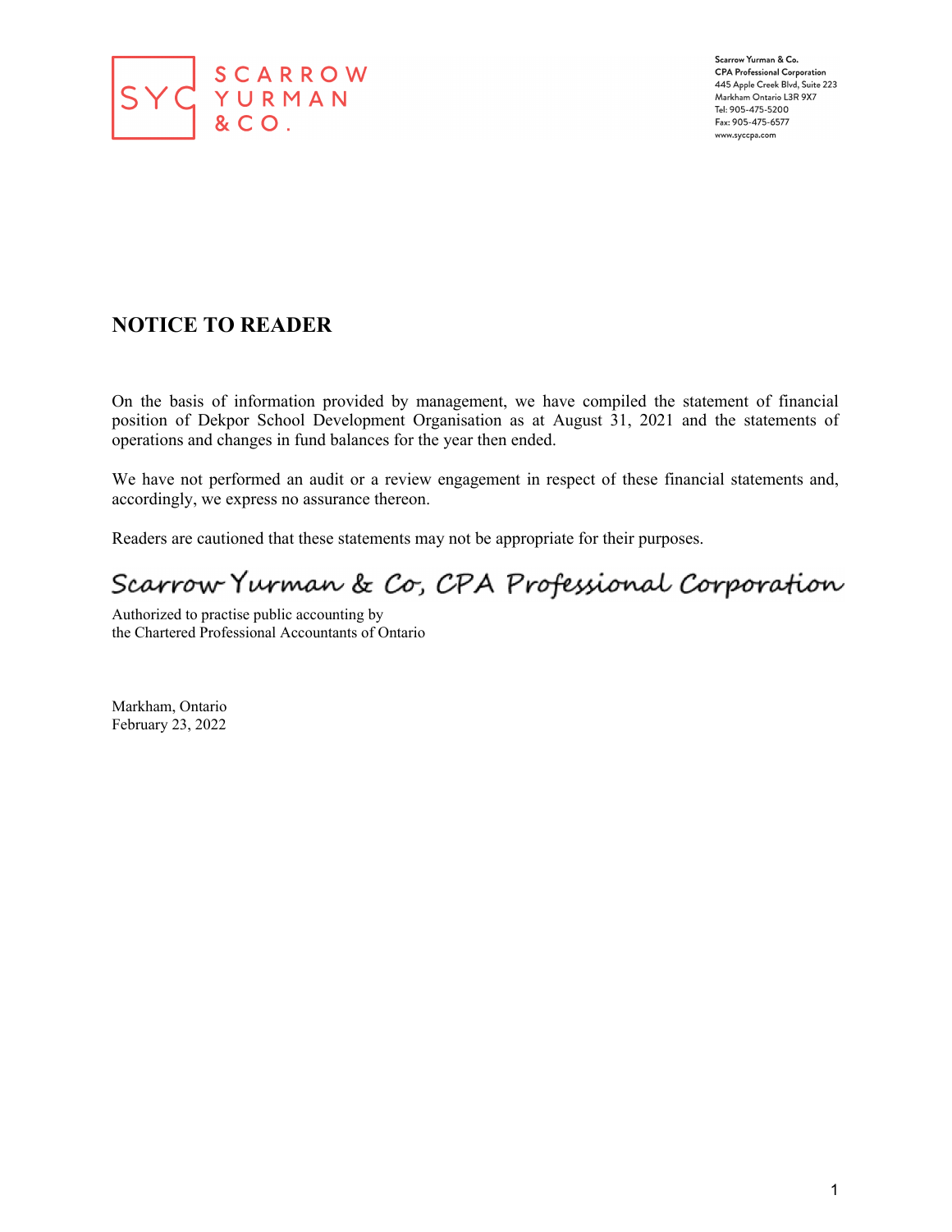SCARROW YURMAN & CO.

Scarrow Yurman & Co.
CPA Professional Corporation
445 Apple Creek Blvd, Suite 223
Markham Ontario L3R 9X7
Tel: 905-475-5200
Fax: 905-475-6577
www.syccpa.com

## NOTICE TO READER

On the basis of information provided by management, we have compiled the statement of financial position of Dekpor School Development Organisation as at August 31, 2021 and the statements of operations and changes in fund balances for the year then ended.

We have not performed an audit or a review engagement in respect of these financial statements and, accordingly, we express no assurance thereon.

Readers are cautioned that these statements may not be appropriate for their purposes.

*Scarrow Yurman & Co, CPA Professional Corporation*

Authorized to practise public accounting by
the Chartered Professional Accountants of Ontario

Markham, Ontario
February 23, 2022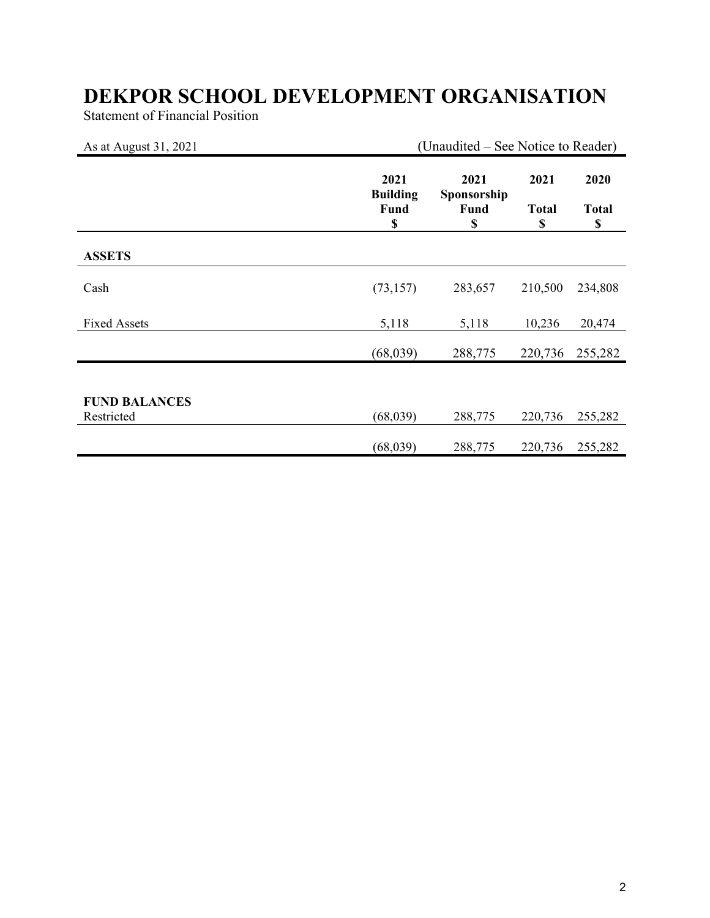# DEKPOR SCHOOL DEVELOPMENT ORGANISATION

Statement of Financial Position

As at August 31, 2021 (Unaudited – See Notice to Reader)

| | 2021 Building Fund $ | 2021 Sponsorship Fund $ | 2021 Total $ | 2020 Total $ |
|---|---|---|---|---|
| **ASSETS** | | | | |
| Cash | (73,157) | 283,657 | 210,500 | 234,808 |
| Fixed Assets | 5,118 | 5,118 | 10,236 | 20,474 |
| | (68,039) | 288,775 | 220,736 | 255,282 |
| **FUND BALANCES** | | | | |
| Restricted | (68,039) | 288,775 | 220,736 | 255,282 |
| | (68,039) | 288,775 | 220,736 | 255,282 |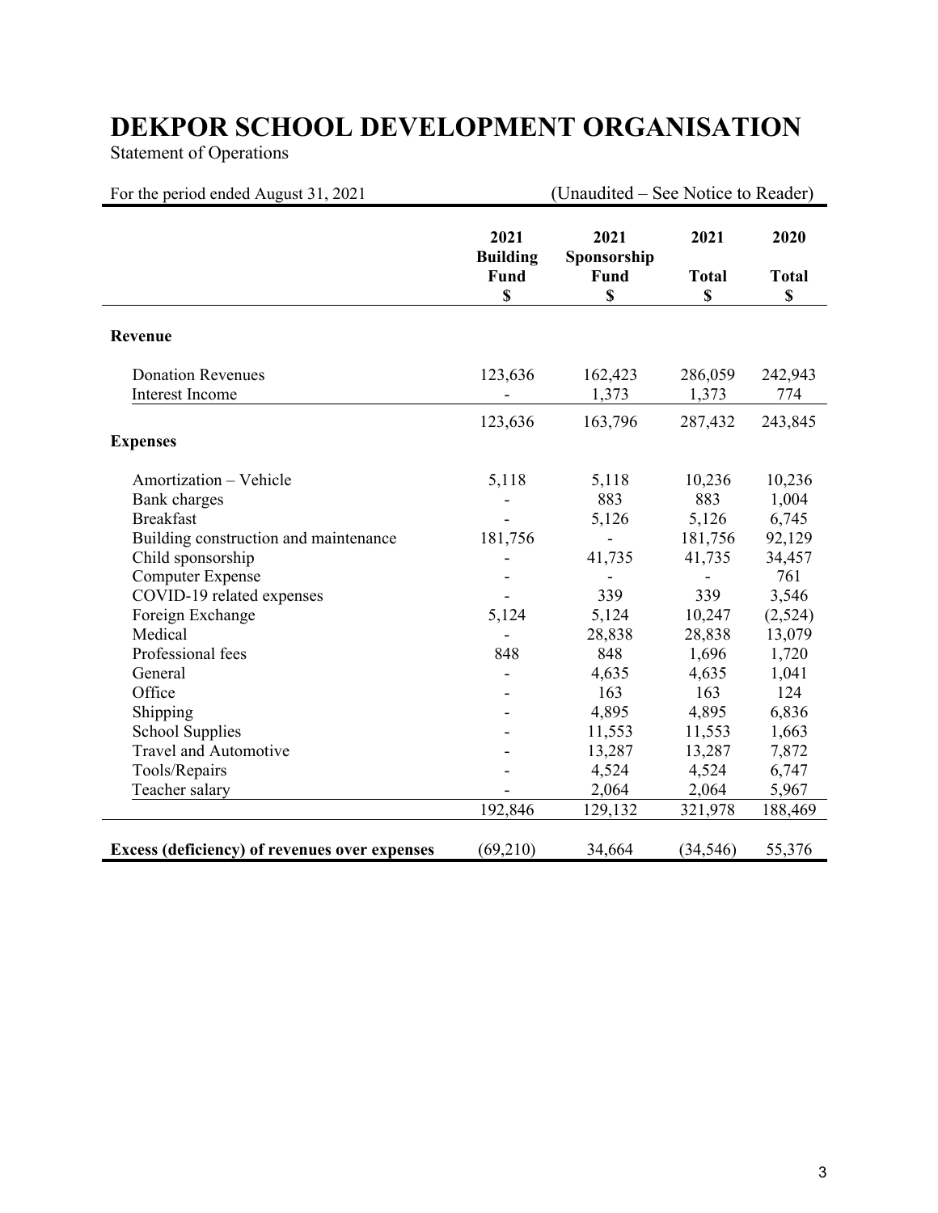# DEKPOR SCHOOL DEVELOPMENT ORGANISATION

Statement of Operations

For the period ended August 31, 2021 (Unaudited – See Notice to Reader)

| | 2021 Building Fund $ | 2021 Sponsorship Fund $ | 2021 Total $ | 2020 Total $ |
|---|---|---|---|---|
| **Revenue** | | | | |
| Donation Revenues | 123,636 | 162,423 | 286,059 | 242,943 |
| Interest Income | - | 1,373 | 1,373 | 774 |
| | 123,636 | 163,796 | 287,432 | 243,845 |
| **Expenses** | | | | |
| Amortization – Vehicle | 5,118 | 5,118 | 10,236 | 10,236 |
| Bank charges | - | 883 | 883 | 1,004 |
| Breakfast | - | 5,126 | 5,126 | 6,745 |
| Building construction and maintenance | 181,756 | - | 181,756 | 92,129 |
| Child sponsorship | - | 41,735 | 41,735 | 34,457 |
| Computer Expense | - | - | - | 761 |
| COVID-19 related expenses | - | 339 | 339 | 3,546 |
| Foreign Exchange | 5,124 | 5,124 | 10,247 | (2,524) |
| Medical | - | 28,838 | 28,838 | 13,079 |
| Professional fees | 848 | 848 | 1,696 | 1,720 |
| General | - | 4,635 | 4,635 | 1,041 |
| Office | - | 163 | 163 | 124 |
| Shipping | - | 4,895 | 4,895 | 6,836 |
| School Supplies | - | 11,553 | 11,553 | 1,663 |
| Travel and Automotive | - | 13,287 | 13,287 | 7,872 |
| Tools/Repairs | - | 4,524 | 4,524 | 6,747 |
| Teacher salary | - | 2,064 | 2,064 | 5,967 |
| | 192,846 | 129,132 | 321,978 | 188,469 |
| **Excess (deficiency) of revenues over expenses** | (69,210) | 34,664 | (34,546) | 55,376 |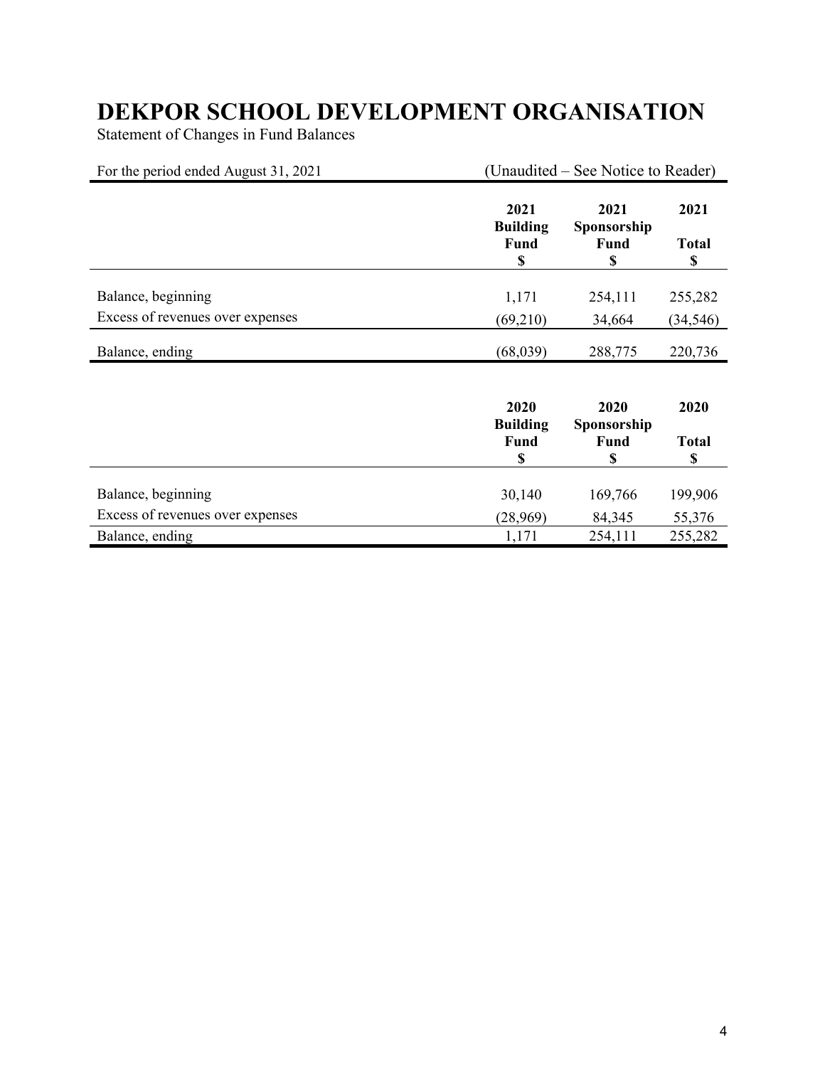# DEKPOR SCHOOL DEVELOPMENT ORGANISATION

Statement of Changes in Fund Balances

For the period ended August 31, 2021 (Unaudited – See Notice to Reader)

| | 2021 Building Fund $ | 2021 Sponsorship Fund $ | 2021 Total $ |
|---|---|---|---|
| Balance, beginning | 1,171 | 254,111 | 255,282 |
| Excess of revenues over expenses | (69,210) | 34,664 | (34,546) |
| Balance, ending | (68,039) | 288,775 | 220,736 |

| | 2020 Building Fund $ | 2020 Sponsorship Fund $ | 2020 Total $ |
|---|---|---|---|
| Balance, beginning | 30,140 | 169,766 | 199,906 |
| Excess of revenues over expenses | (28,969) | 84,345 | 55,376 |
| Balance, ending | 1,171 | 254,111 | 255,282 |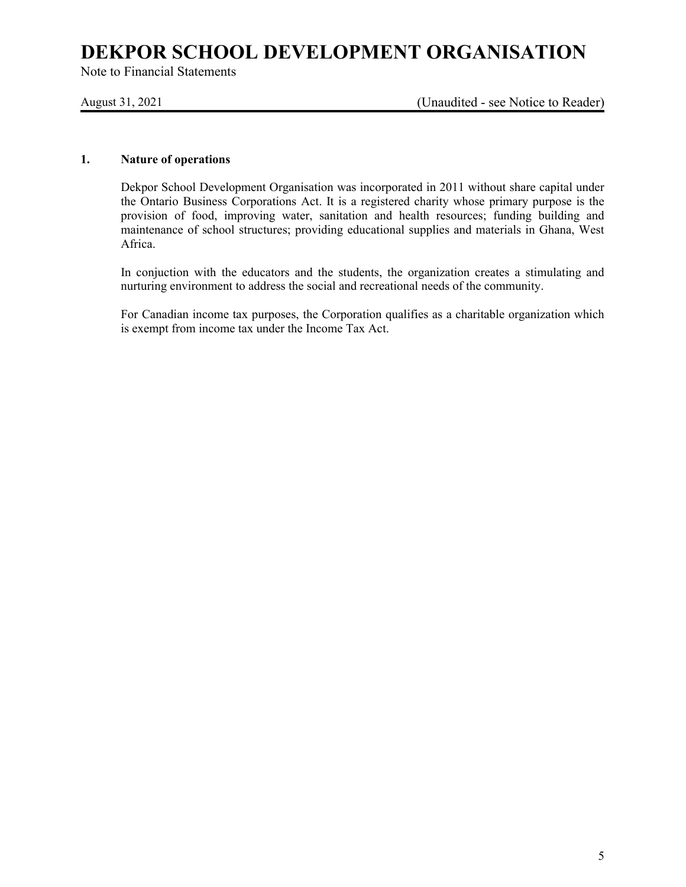# DEKPOR SCHOOL DEVELOPMENT ORGANISATION

Note to Financial Statements

August 31, 2021 (Unaudited - see Notice to Reader)

## 1. Nature of operations

Dekpor School Development Organisation was incorporated in 2011 without share capital under the Ontario Business Corporations Act. It is a registered charity whose primary purpose is the provision of food, improving water, sanitation and health resources; funding building and maintenance of school structures; providing educational supplies and materials in Ghana, West Africa.

In conjuction with the educators and the students, the organization creates a stimulating and nurturing environment to address the social and recreational needs of the community.

For Canadian income tax purposes, the Corporation qualifies as a charitable organization which is exempt from income tax under the Income Tax Act.